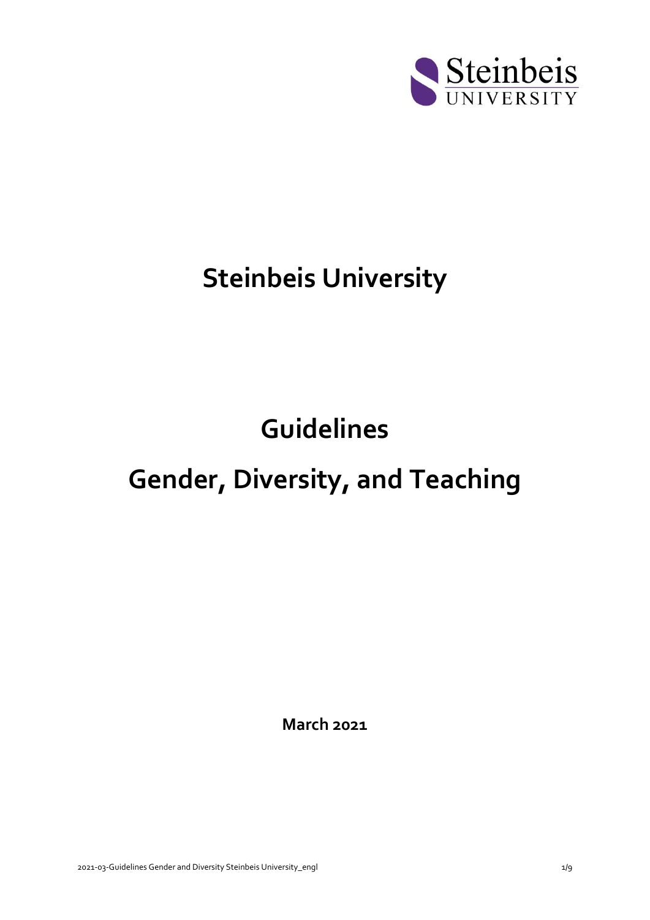# Steinbeis University

# Guidelines

# Gender, Diversity, and Teaching

**March 2021**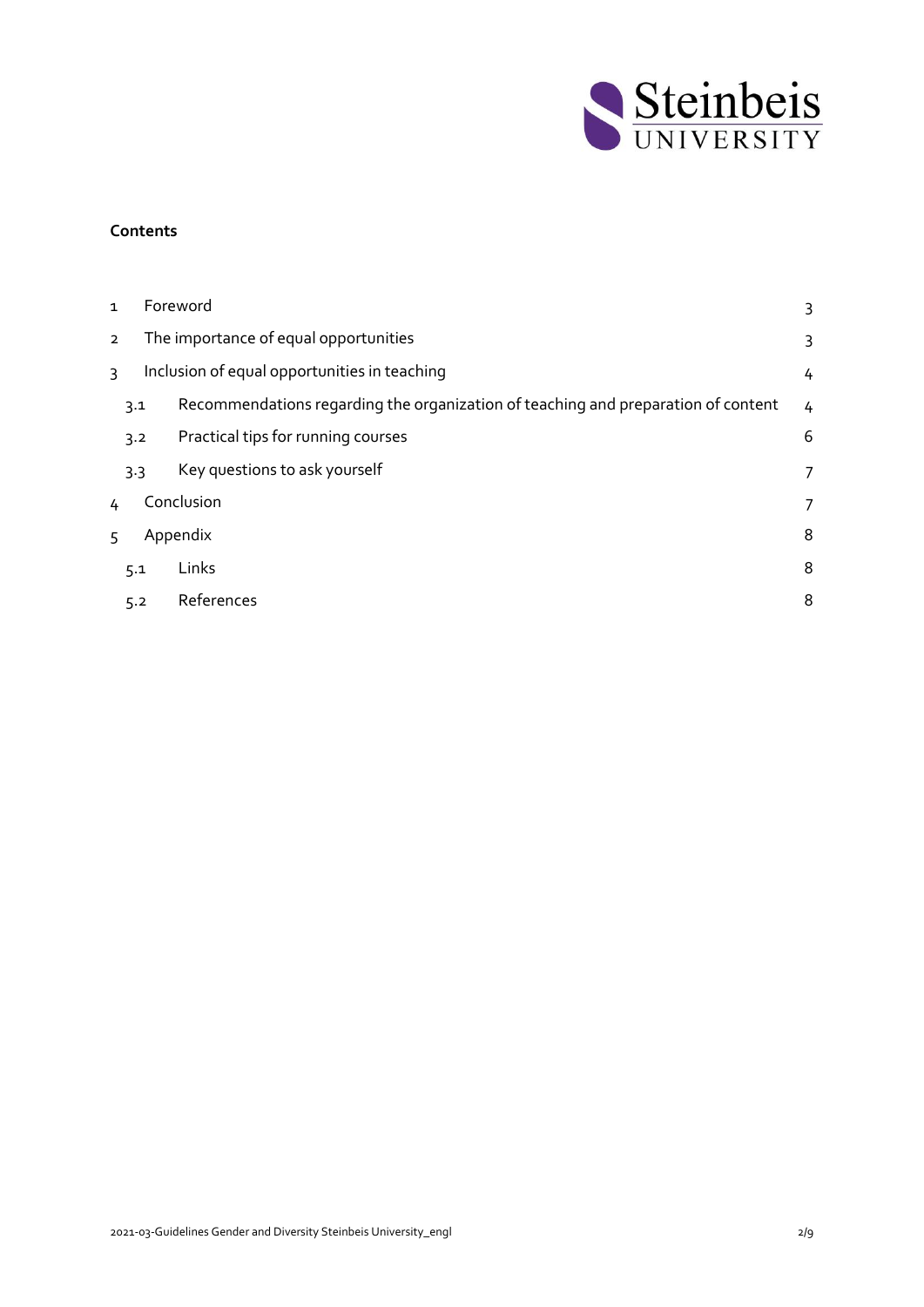**Contents**

| | | |
|---|---|---|
| 1 | Foreword | 3 |
| 2 | The importance of equal opportunities | 3 |
| 3 | Inclusion of equal opportunities in teaching | 4 |
| 3.1 | Recommendations regarding the organization of teaching and preparation of content | 4 |
| 3.2 | Practical tips for running courses | 6 |
| 3.3 | Key questions to ask yourself | 7 |
| 4 | Conclusion | 7 |
| 5 | Appendix | 8 |
| 5.1 | Links | 8 |
| 5.2 | References | 8 |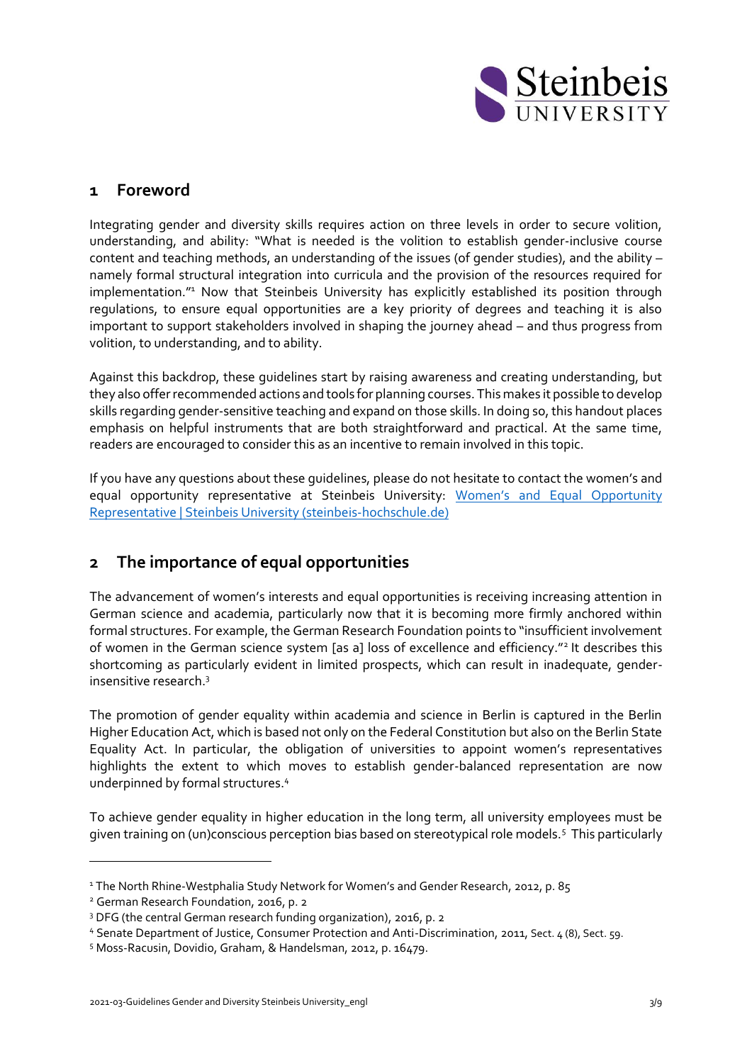## 1 Foreword

Integrating gender and diversity skills requires action on three levels in order to secure volition, understanding, and ability: "What is needed is the volition to establish gender-inclusive course content and teaching methods, an understanding of the issues (of gender studies), and the ability – namely formal structural integration into curricula and the provision of the resources required for implementation."[1] Now that Steinbeis University has explicitly established its position through regulations, to ensure equal opportunities are a key priority of degrees and teaching it is also important to support stakeholders involved in shaping the journey ahead – and thus progress from volition, to understanding, and to ability.

Against this backdrop, these guidelines start by raising awareness and creating understanding, but they also offer recommended actions and tools for planning courses. This makes it possible to develop skills regarding gender-sensitive teaching and expand on those skills. In doing so, this handout places emphasis on helpful instruments that are both straightforward and practical. At the same time, readers are encouraged to consider this as an incentive to remain involved in this topic.

If you have any questions about these guidelines, please do not hesitate to contact the women's and equal opportunity representative at Steinbeis University: [Women's and Equal Opportunity Representative | Steinbeis University (steinbeis-hochschule.de)]

## 2 The importance of equal opportunities

The advancement of women's interests and equal opportunities is receiving increasing attention in German science and academia, particularly now that it is becoming more firmly anchored within formal structures. For example, the German Research Foundation points to "insufficient involvement of women in the German science system [as a] loss of excellence and efficiency."[2] It describes this shortcoming as particularly evident in limited prospects, which can result in inadequate, gender-insensitive research.[3]

The promotion of gender equality within academia and science in Berlin is captured in the Berlin Higher Education Act, which is based not only on the Federal Constitution but also on the Berlin State Equality Act. In particular, the obligation of universities to appoint women's representatives highlights the extent to which moves to establish gender-balanced representation are now underpinned by formal structures.[4]

To achieve gender equality in higher education in the long term, all university employees must be given training on (un)conscious perception bias based on stereotypical role models.[5] This particularly

---

[1] The North Rhine-Westphalia Study Network for Women's and Gender Research, 2012, p. 85

[2] German Research Foundation, 2016, p. 2

[3] DFG (the central German research funding organization), 2016, p. 2

[4] Senate Department of Justice, Consumer Protection and Anti-Discrimination, 2011, Sect. 4 (8), Sect. 59.

[5] Moss-Racusin, Dovidio, Graham, & Handelsman, 2012, p. 16479.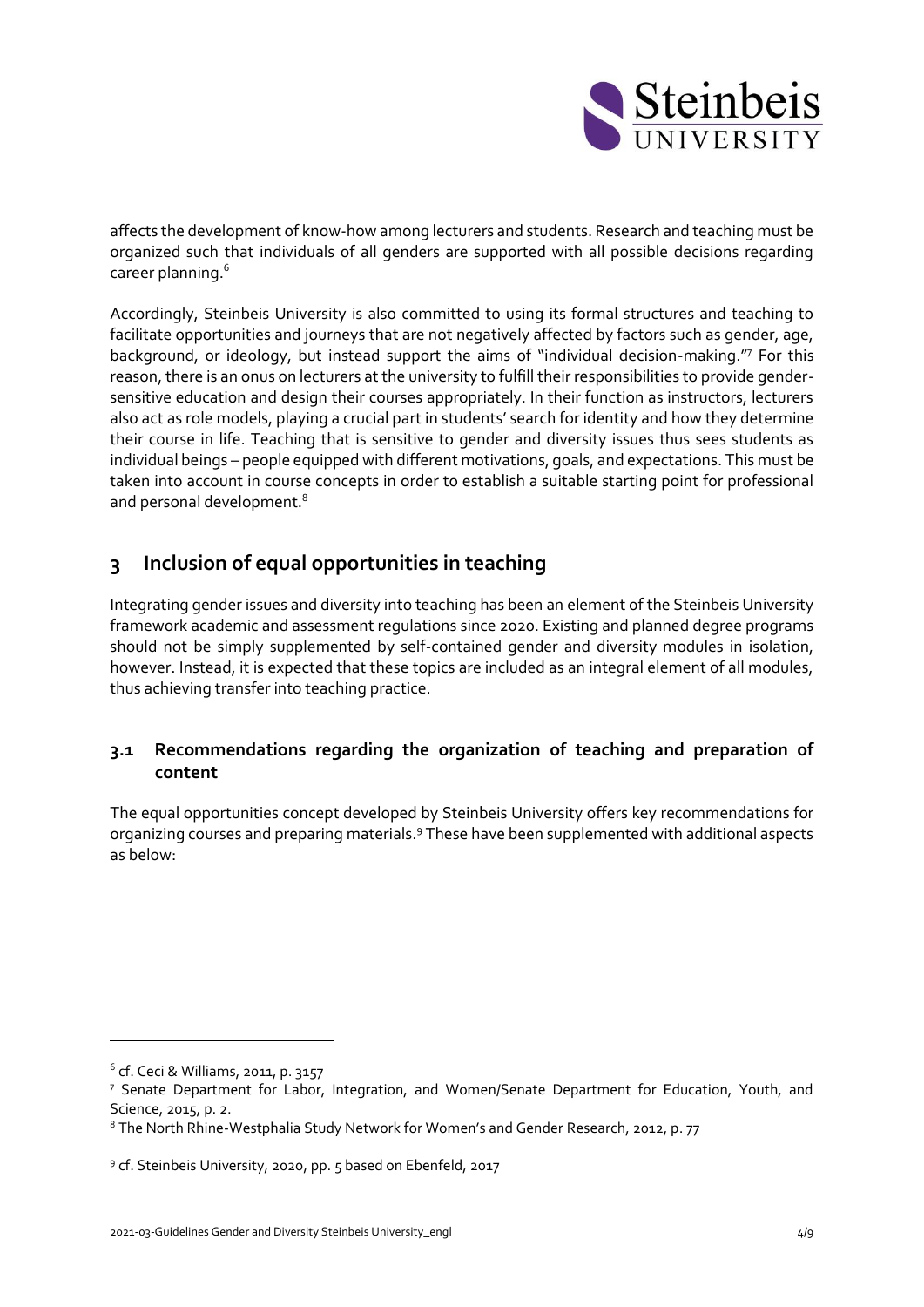affects the development of know-how among lecturers and students. Research and teaching must be organized such that individuals of all genders are supported with all possible decisions regarding career planning.[6]

Accordingly, Steinbeis University is also committed to using its formal structures and teaching to facilitate opportunities and journeys that are not negatively affected by factors such as gender, age, background, or ideology, but instead support the aims of "individual decision-making."[7] For this reason, there is an onus on lecturers at the university to fulfill their responsibilities to provide gender-sensitive education and design their courses appropriately. In their function as instructors, lecturers also act as role models, playing a crucial part in students' search for identity and how they determine their course in life. Teaching that is sensitive to gender and diversity issues thus sees students as individual beings – people equipped with different motivations, goals, and expectations. This must be taken into account in course concepts in order to establish a suitable starting point for professional and personal development.[8]

## 3 Inclusion of equal opportunities in teaching

Integrating gender issues and diversity into teaching has been an element of the Steinbeis University framework academic and assessment regulations since 2020. Existing and planned degree programs should not be simply supplemented by self-contained gender and diversity modules in isolation, however. Instead, it is expected that these topics are included as an integral element of all modules, thus achieving transfer into teaching practice.

### 3.1 Recommendations regarding the organization of teaching and preparation of content

The equal opportunities concept developed by Steinbeis University offers key recommendations for organizing courses and preparing materials.[9] These have been supplemented with additional aspects as below:

---

[6] cf. Ceci & Williams, 2011, p. 3157

[7] Senate Department for Labor, Integration, and Women/Senate Department for Education, Youth, and Science, 2015, p. 2.

[8] The North Rhine-Westphalia Study Network for Women's and Gender Research, 2012, p. 77

[9] cf. Steinbeis University, 2020, pp. 5 based on Ebenfeld, 2017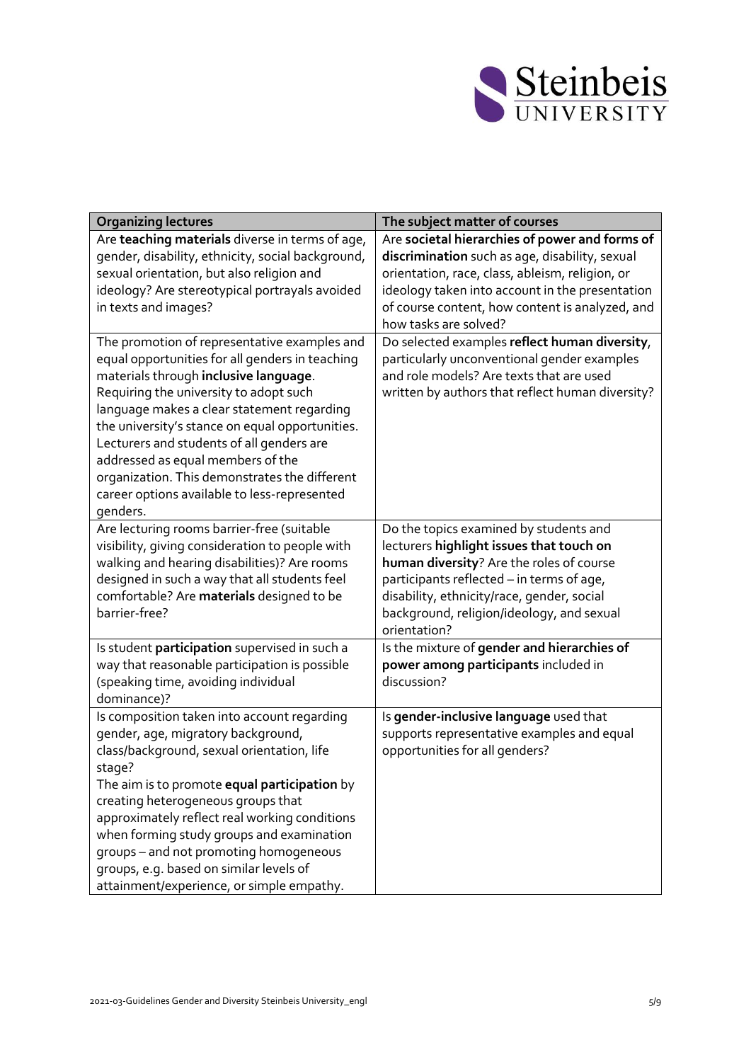| Organizing lectures | The subject matter of courses |
| --- | --- |
| Are **teaching materials** diverse in terms of age, gender, disability, ethnicity, social background, sexual orientation, but also religion and ideology? Are stereotypical portrayals avoided in texts and images? | Are **societal hierarchies of power and forms of discrimination** such as age, disability, sexual orientation, race, class, ableism, religion, or ideology taken into account in the presentation of course content, how content is analyzed, and how tasks are solved? |
| The promotion of representative examples and equal opportunities for all genders in teaching materials through **inclusive language**. Requiring the university to adopt such language makes a clear statement regarding the university's stance on equal opportunities. Lecturers and students of all genders are addressed as equal members of the organization. This demonstrates the different career options available to less-represented genders. | Do selected examples **reflect human diversity**, particularly unconventional gender examples and role models? Are texts that are used written by authors that reflect human diversity? |
| Are lecturing rooms barrier-free (suitable visibility, giving consideration to people with walking and hearing disabilities)? Are rooms designed in such a way that all students feel comfortable? Are **materials** designed to be barrier-free? | Do the topics examined by students and lecturers **highlight issues that touch on human diversity**? Are the roles of course participants reflected – in terms of age, disability, ethnicity/race, gender, social background, religion/ideology, and sexual orientation? |
| Is student **participation** supervised in such a way that reasonable participation is possible (speaking time, avoiding individual dominance)? | Is the mixture of **gender and hierarchies of power among participants** included in discussion? |
| Is composition taken into account regarding gender, age, migratory background, class/background, sexual orientation, life stage?<br>The aim is to promote **equal participation** by creating heterogeneous groups that approximately reflect real working conditions when forming study groups and examination groups – and not promoting homogeneous groups, e.g. based on similar levels of attainment/experience, or simple empathy. | Is **gender-inclusive language** used that supports representative examples and equal opportunities for all genders? |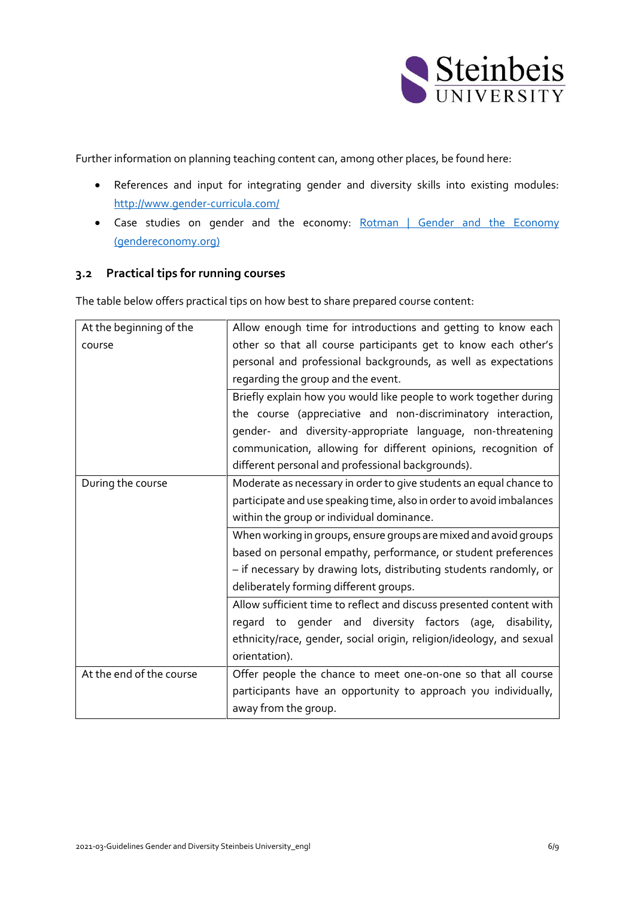Further information on planning teaching content can, among other places, be found here:

- References and input for integrating gender and diversity skills into existing modules: [http://www.gender-curricula.com/](http://www.gender-curricula.com/)
- Case studies on gender and the economy: [Rotman | Gender and the Economy (gendereconomy.org)](https://www.gendereconomy.org)

### 3.2 Practical tips for running courses

The table below offers practical tips on how best to share prepared course content:

| | |
|---|---|
| At the beginning of the course | Allow enough time for introductions and getting to know each other so that all course participants get to know each other's personal and professional backgrounds, as well as expectations regarding the group and the event. |
| | Briefly explain how you would like people to work together during the course (appreciative and non-discriminatory interaction, gender- and diversity-appropriate language, non-threatening communication, allowing for different opinions, recognition of different personal and professional backgrounds). |
| During the course | Moderate as necessary in order to give students an equal chance to participate and use speaking time, also in order to avoid imbalances within the group or individual dominance. |
| | When working in groups, ensure groups are mixed and avoid groups based on personal empathy, performance, or student preferences – if necessary by drawing lots, distributing students randomly, or deliberately forming different groups. |
| | Allow sufficient time to reflect and discuss presented content with regard to gender and diversity factors (age, disability, ethnicity/race, gender, social origin, religion/ideology, and sexual orientation). |
| At the end of the course | Offer people the chance to meet one-on-one so that all course participants have an opportunity to approach you individually, away from the group. |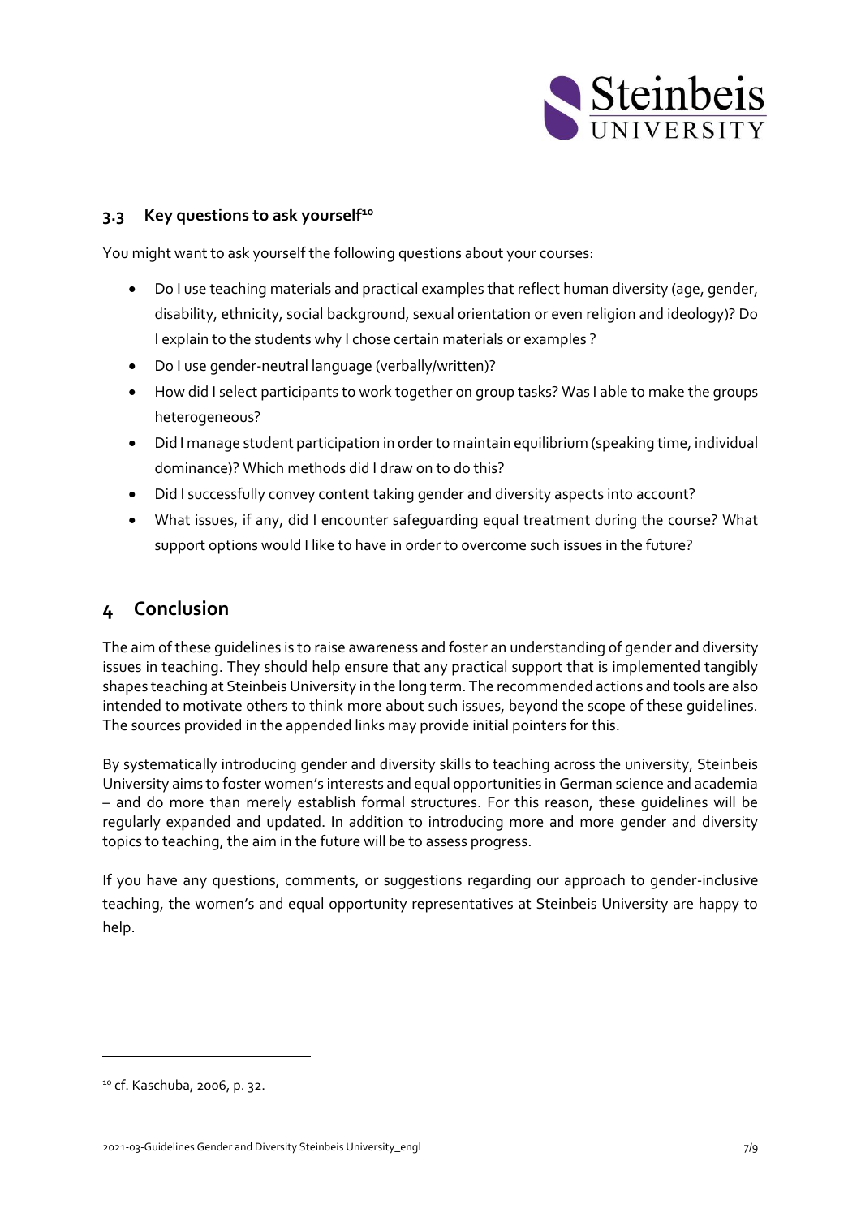### 3.3 Key questions to ask yourself[10]

You might want to ask yourself the following questions about your courses:

- Do I use teaching materials and practical examples that reflect human diversity (age, gender, disability, ethnicity, social background, sexual orientation or even religion and ideology)? Do I explain to the students why I chose certain materials or examples ?
- Do I use gender-neutral language (verbally/written)?
- How did I select participants to work together on group tasks? Was I able to make the groups heterogeneous?
- Did I manage student participation in order to maintain equilibrium (speaking time, individual dominance)? Which methods did I draw on to do this?
- Did I successfully convey content taking gender and diversity aspects into account?
- What issues, if any, did I encounter safeguarding equal treatment during the course? What support options would I like to have in order to overcome such issues in the future?

## 4 Conclusion

The aim of these guidelines is to raise awareness and foster an understanding of gender and diversity issues in teaching. They should help ensure that any practical support that is implemented tangibly shapes teaching at Steinbeis University in the long term. The recommended actions and tools are also intended to motivate others to think more about such issues, beyond the scope of these guidelines. The sources provided in the appended links may provide initial pointers for this.

By systematically introducing gender and diversity skills to teaching across the university, Steinbeis University aims to foster women's interests and equal opportunities in German science and academia – and do more than merely establish formal structures. For this reason, these guidelines will be regularly expanded and updated. In addition to introducing more and more gender and diversity topics to teaching, the aim in the future will be to assess progress.

If you have any questions, comments, or suggestions regarding our approach to gender-inclusive teaching, the women's and equal opportunity representatives at Steinbeis University are happy to help.

---

[10] cf. Kaschuba, 2006, p. 32.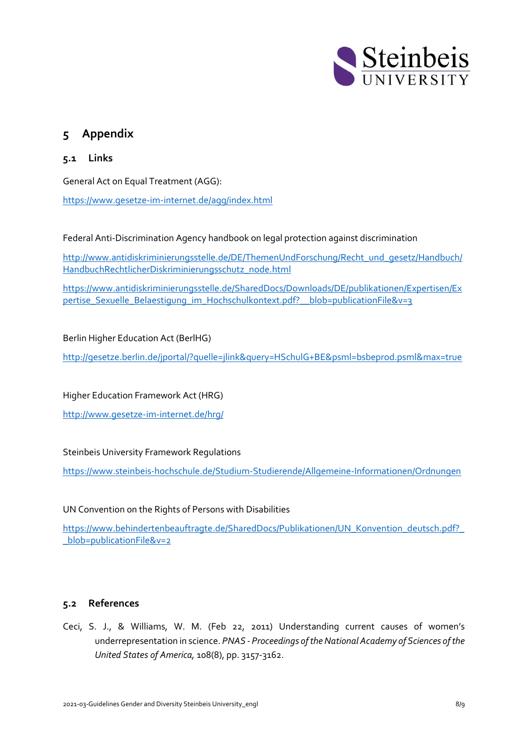# 5 Appendix

## 5.1 Links

General Act on Equal Treatment (AGG):

https://www.gesetze-im-internet.de/agg/index.html

Federal Anti-Discrimination Agency handbook on legal protection against discrimination

http://www.antidiskriminierungsstelle.de/DE/ThemenUndForschung/Recht_und_gesetz/Handbuch/HandbuchRechtlicherDiskriminierungsschutz_node.html

https://www.antidiskriminierungsstelle.de/SharedDocs/Downloads/DE/publikationen/Expertisen/Expertise_Sexuelle_Belaestigung_im_Hochschulkontext.pdf?__blob=publicationFile&v=3

Berlin Higher Education Act (BerlHG)

http://gesetze.berlin.de/jportal/?quelle=jlink&query=HSchulG+BE&psml=bsbeprod.psml&max=true

Higher Education Framework Act (HRG)

http://www.gesetze-im-internet.de/hrg/

Steinbeis University Framework Regulations

https://www.steinbeis-hochschule.de/Studium-Studierende/Allgemeine-Informationen/Ordnungen

UN Convention on the Rights of Persons with Disabilities

https://www.behindertenbeauftragte.de/SharedDocs/Publikationen/UN_Konvention_deutsch.pdf?__blob=publicationFile&v=2

## 5.2 References

Ceci, S. J., & Williams, W. M. (Feb 22, 2011) Understanding current causes of women's underrepresentation in science. *PNAS - Proceedings of the National Academy of Sciences of the United States of America*, 108(8), pp. 3157-3162.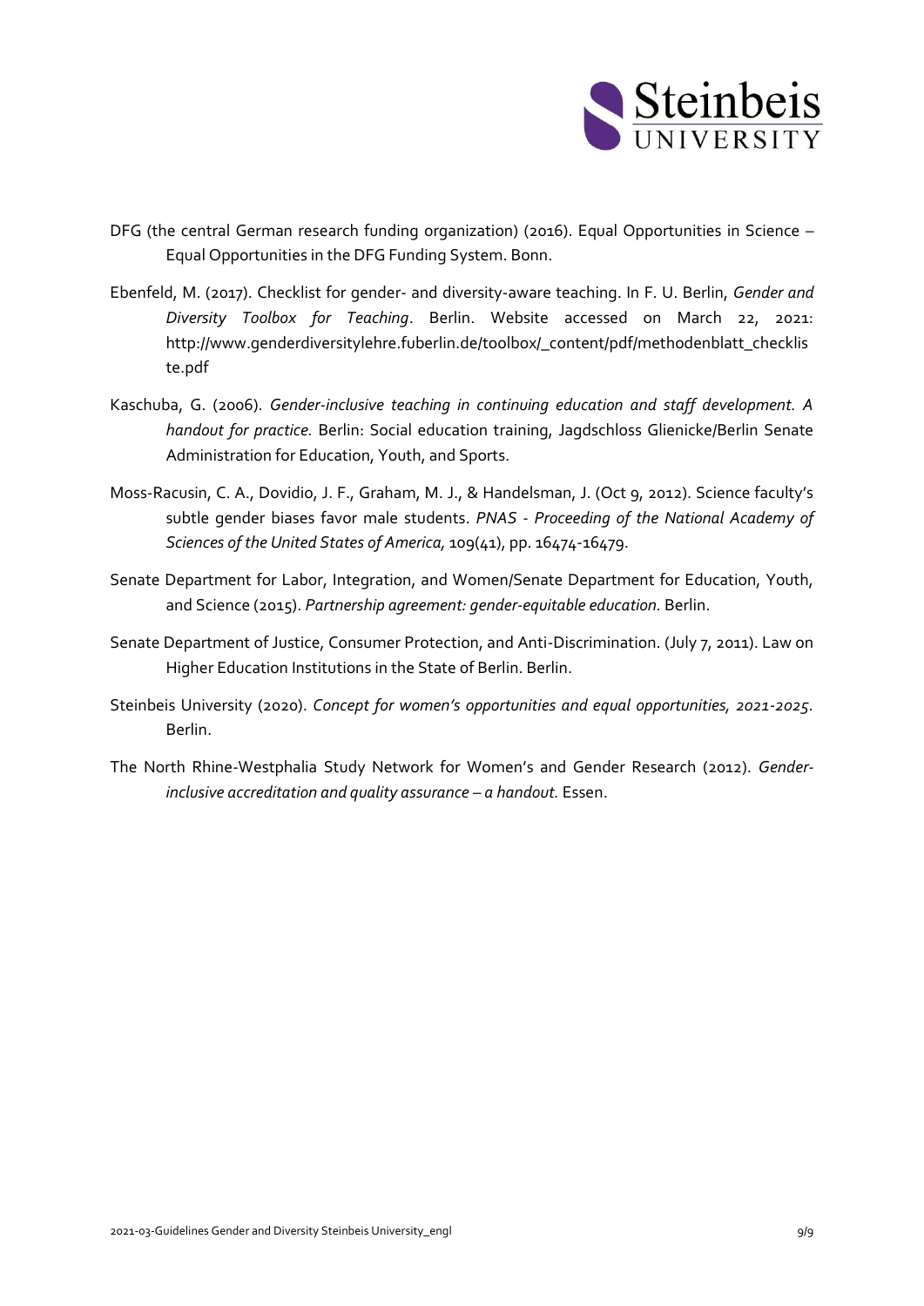DFG (the central German research funding organization) (2016). Equal Opportunities in Science – Equal Opportunities in the DFG Funding System. Bonn.

Ebenfeld, M. (2017). Checklist for gender- and diversity-aware teaching. In F. U. Berlin, *Gender and Diversity Toolbox for Teaching*. Berlin. Website accessed on March 22, 2021: http://www.genderdiversitylehre.fuberlin.de/toolbox/_content/pdf/methodenblatt_checkliste.pdf

Kaschuba, G. (2006). *Gender-inclusive teaching in continuing education and staff development. A handout for practice.* Berlin: Social education training, Jagdschloss Glienicke/Berlin Senate Administration for Education, Youth, and Sports.

Moss-Racusin, C. A., Dovidio, J. F., Graham, M. J., & Handelsman, J. (Oct 9, 2012). Science faculty's subtle gender biases favor male students. *PNAS - Proceeding of the National Academy of Sciences of the United States of America,* 109(41), pp. 16474-16479.

Senate Department for Labor, Integration, and Women/Senate Department for Education, Youth, and Science (2015). *Partnership agreement: gender-equitable education.* Berlin.

Senate Department of Justice, Consumer Protection, and Anti-Discrimination. (July 7, 2011). Law on Higher Education Institutions in the State of Berlin. Berlin.

Steinbeis University (2020). *Concept for women's opportunities and equal opportunities, 2021-2025.* Berlin.

The North Rhine-Westphalia Study Network for Women's and Gender Research (2012). *Gender-inclusive accreditation and quality assurance – a handout.* Essen.